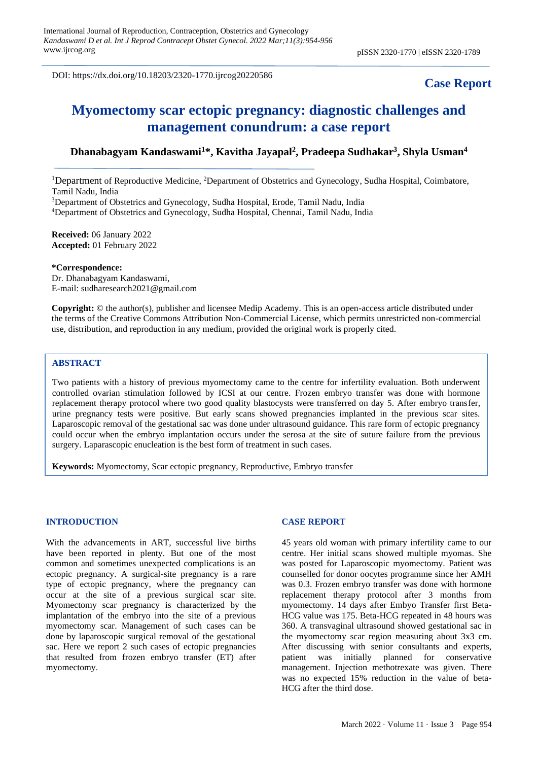DOI: https://dx.doi.org/10.18203/2320-1770.ijrcog20220586

**Case Report**

# Myomectomy scar ectopic pregnancy: diagnostic challenges and management conundrum: a case report

**Dhanabagyam Kandaswami[1]*, Kavitha Jayapal[2], Pradeepa Sudhakar[3], Shyla Usman[4]**

[1]Department of Reproductive Medicine, [2]Department of Obstetrics and Gynecology, Sudha Hospital, Coimbatore, Tamil Nadu, India

[3]Department of Obstetrics and Gynecology, Sudha Hospital, Erode, Tamil Nadu, India

[4]Department of Obstetrics and Gynecology, Sudha Hospital, Chennai, Tamil Nadu, India

**Received:** 06 January 2022
**Accepted:** 01 February 2022

***Correspondence:**
Dr. Dhanabagyam Kandaswami,
E-mail: sudharesearch2021@gmail.com

**Copyright:** © the author(s), publisher and licensee Medip Academy. This is an open-access article distributed under the terms of the Creative Commons Attribution Non-Commercial License, which permits unrestricted non-commercial use, distribution, and reproduction in any medium, provided the original work is properly cited.

## ABSTRACT

Two patients with a history of previous myomectomy came to the centre for infertility evaluation. Both underwent controlled ovarian stimulation followed by ICSI at our centre. Frozen embryo transfer was done with hormone replacement therapy protocol where two good quality blastocysts were transferred on day 5. After embryo transfer, urine pregnancy tests were positive. But early scans showed pregnancies implanted in the previous scar sites. Laparoscopic removal of the gestational sac was done under ultrasound guidance. This rare form of ectopic pregnancy could occur when the embryo implantation occurs under the serosa at the site of suture failure from the previous surgery. Laparascopic enucleation is the best form of treatment in such cases.

**Keywords:** Myomectomy, Scar ectopic pregnancy, Reproductive, Embryo transfer

## INTRODUCTION

With the advancements in ART, successful live births have been reported in plenty. But one of the most common and sometimes unexpected complications is an ectopic pregnancy. A surgical-site pregnancy is a rare type of ectopic pregnancy, where the pregnancy can occur at the site of a previous surgical scar site. Myomectomy scar pregnancy is characterized by the implantation of the embryo into the site of a previous myomectomy scar. Management of such cases can be done by laparoscopic surgical removal of the gestational sac. Here we report 2 such cases of ectopic pregnancies that resulted from frozen embryo transfer (ET) after myomectomy.

## CASE REPORT

45 years old woman with primary infertility came to our centre. Her initial scans showed multiple myomas. She was posted for Laparoscopic myomectomy. Patient was counselled for donor oocytes programme since her AMH was 0.3. Frozen embryo transfer was done with hormone replacement therapy protocol after 3 months from myomectomy. 14 days after Embyo Transfer first Beta-HCG value was 175. Beta-HCG repeated in 48 hours was 360. A transvaginal ultrasound showed gestational sac in the myomectomy scar region measuring about 3x3 cm. After discussing with senior consultants and experts, patient was initially planned for conservative management. Injection methotrexate was given. There was no expected 15% reduction in the value of beta-HCG after the third dose.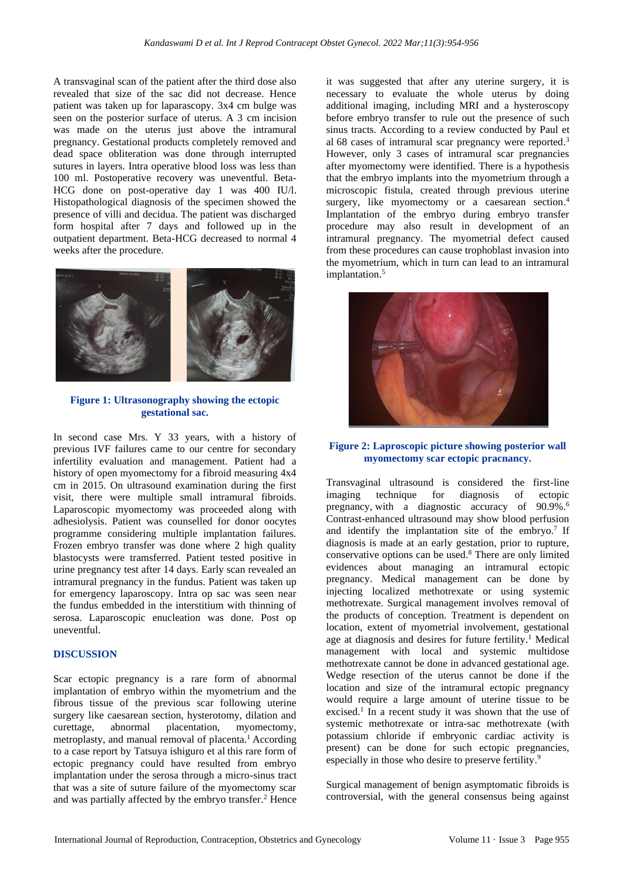A transvaginal scan of the patient after the third dose also revealed that size of the sac did not decrease. Hence patient was taken up for laparascopy. 3x4 cm bulge was seen on the posterior surface of uterus. A 3 cm incision was made on the uterus just above the intramural pregnancy. Gestational products completely removed and dead space obliteration was done through interrupted sutures in layers. Intra operative blood loss was less than 100 ml. Postoperative recovery was uneventful. Beta-HCG done on post-operative day 1 was 400 IU/l. Histopathological diagnosis of the specimen showed the presence of villi and decidua. The patient was discharged form hospital after 7 days and followed up in the outpatient department. Beta-HCG decreased to normal 4 weeks after the procedure.

**Figure 1: Ultrasonography showing the ectopic gestational sac.**

In second case Mrs. Y 33 years, with a history of previous IVF failures came to our centre for secondary infertility evaluation and management. Patient had a history of open myomectomy for a fibroid measuring 4x4 cm in 2015. On ultrasound examination during the first visit, there were multiple small intramural fibroids. Laparoscopic myomectomy was proceeded along with adhesiolysis. Patient was counselled for donor oocytes programme considering multiple implantation failures. Frozen embryo transfer was done where 2 high quality blastocysts were tramsferred. Patient tested positive in urine pregnancy test after 14 days. Early scan revealed an intramural pregnancy in the fundus. Patient was taken up for emergency laparoscopy. Intra op sac was seen near the fundus embedded in the interstitium with thinning of serosa. Laparoscopic enucleation was done. Post op uneventful.

## DISCUSSION

Scar ectopic pregnancy is a rare form of abnormal implantation of embryo within the myometrium and the fibrous tissue of the previous scar following uterine surgery like caesarean section, hysterotomy, dilation and curettage, abnormal placentation, myomectomy, metroplasty, and manual removal of placenta.[1] According to a case report by Tatsuya ishiguro et al this rare form of ectopic pregnancy could have resulted from embryo implantation under the serosa through a micro-sinus tract that was a site of suture failure of the myomectomy scar and was partially affected by the embryo transfer.[2] Hence it was suggested that after any uterine surgery, it is necessary to evaluate the whole uterus by doing additional imaging, including MRI and a hysteroscopy before embryo transfer to rule out the presence of such sinus tracts. According to a review conducted by Paul et al 68 cases of intramural scar pregnancy were reported.[3] However, only 3 cases of intramural scar pregnancies after myomectomy were identified. There is a hypothesis that the embryo implants into the myometrium through a microscopic fistula, created through previous uterine surgery, like myomectomy or a caesarean section.[4] Implantation of the embryo during embryo transfer procedure may also result in development of an intramural pregnancy. The myometrial defect caused from these procedures can cause trophoblast invasion into the myometrium, which in turn can lead to an intramural implantation.[5]

**Figure 2: Laprosсopic picture showing posterior wall myomectomy scar ectopic pracnancy.**

Transvaginal ultrasound is considered the first-line imaging technique for diagnosis of ectopic pregnancy, with a diagnostic accuracy of 90.9%.[6] Contrast-enhanced ultrasound may show blood perfusion and identify the implantation site of the embryo.[7] If diagnosis is made at an early gestation, prior to rupture, conservative options can be used.[8] There are only limited evidences about managing an intramural ectopic pregnancy. Medical management can be done by injecting localized methotrexate or using systemic methotrexate. Surgical management involves removal of the products of conception. Treatment is dependent on location, extent of myometrial involvement, gestational age at diagnosis and desires for future fertility.[1] Medical management with local and systemic multidose methotrexate cannot be done in advanced gestational age. Wedge resection of the uterus cannot be done if the location and size of the intramural ectopic pregnancy would require a large amount of uterine tissue to be excised.[1] In a recent study it was shown that the use of systemic methotrexate or intra-sac methotrexate (with potassium chloride if embryonic cardiac activity is present) can be done for such ectopic pregnancies, especially in those who desire to preserve fertility.[9]

Surgical management of benign asymptomatic fibroids is controversial, with the general consensus being against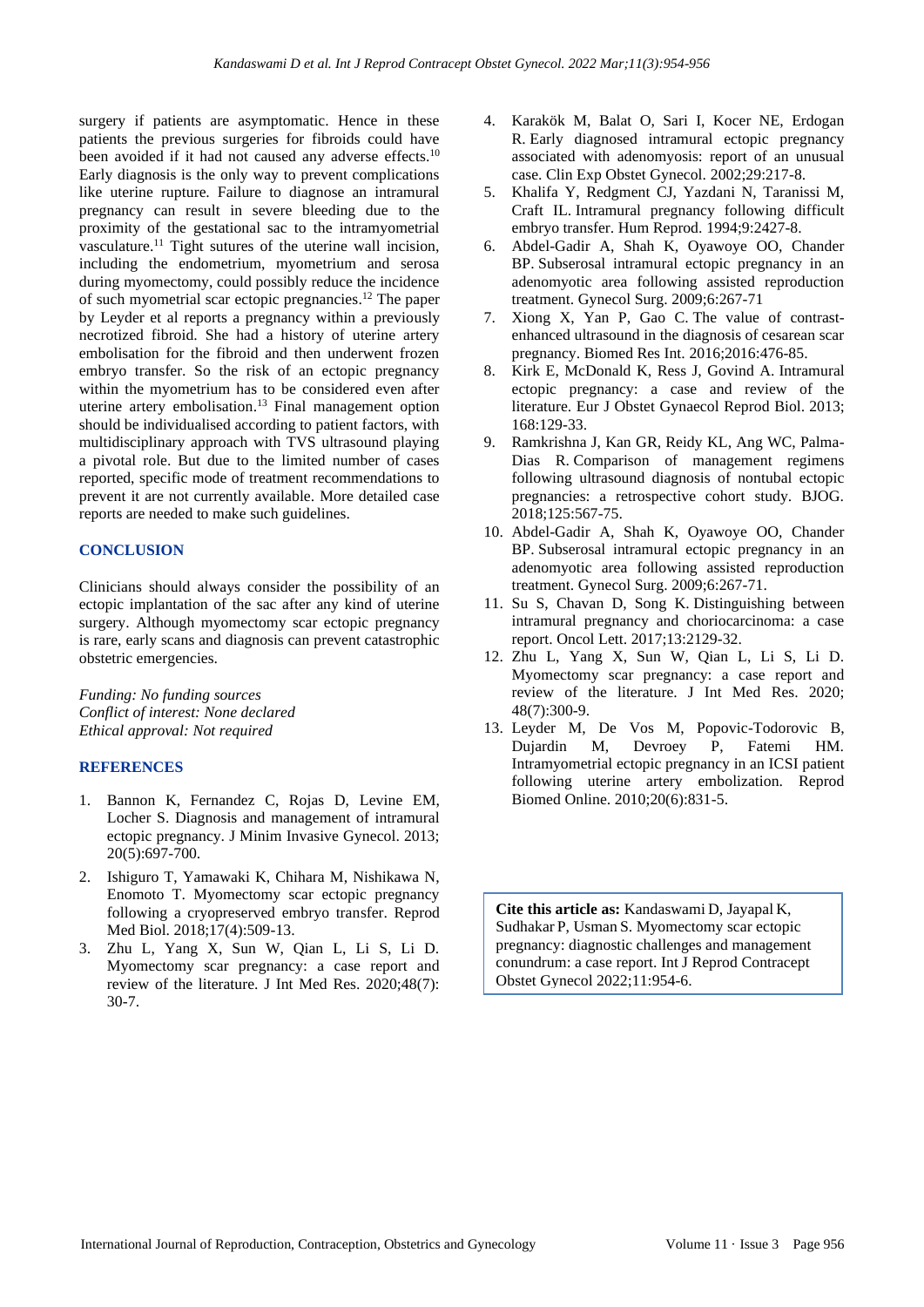surgery if patients are asymptomatic. Hence in these patients the previous surgeries for fibroids could have been avoided if it had not caused any adverse effects.[10] Early diagnosis is the only way to prevent complications like uterine rupture. Failure to diagnose an intramural pregnancy can result in severe bleeding due to the proximity of the gestational sac to the intramyometrial vasculature.[11] Tight sutures of the uterine wall incision, including the endometrium, myometrium and serosa during myomectomy, could possibly reduce the incidence of such myometrial scar ectopic pregnancies.[12] The paper by Leyder et al reports a pregnancy within a previously necrotized fibroid. She had a history of uterine artery embolisation for the fibroid and then underwent frozen embryo transfer. So the risk of an ectopic pregnancy within the myometrium has to be considered even after uterine artery embolisation.[13] Final management option should be individualised according to patient factors, with multidisciplinary approach with TVS ultrasound playing a pivotal role. But due to the limited number of cases reported, specific mode of treatment recommendations to prevent it are not currently available. More detailed case reports are needed to make such guidelines.

## CONCLUSION

Clinicians should always consider the possibility of an ectopic implantation of the sac after any kind of uterine surgery. Although myomectomy scar ectopic pregnancy is rare, early scans and diagnosis can prevent catastrophic obstetric emergencies.

*Funding: No funding sources*
*Conflict of interest: None declared*
*Ethical approval: Not required*

## REFERENCES

1. Bannon K, Fernandez C, Rojas D, Levine EM, Locher S. Diagnosis and management of intramural ectopic pregnancy. J Minim Invasive Gynecol. 2013; 20(5):697-700.
2. Ishiguro T, Yamawaki K, Chihara M, Nishikawa N, Enomoto T. Myomectomy scar ectopic pregnancy following a cryopreserved embryo transfer. Reprod Med Biol. 2018;17(4):509-13.
3. Zhu L, Yang X, Sun W, Qian L, Li S, Li D. Myomectomy scar pregnancy: a case report and review of the literature. J Int Med Res. 2020;48(7): 30-7.
4. Karakök M, Balat O, Sari I, Kocer NE, Erdogan R. Early diagnosed intramural ectopic pregnancy associated with adenomyosis: report of an unusual case. Clin Exp Obstet Gynecol. 2002;29:217-8.
5. Khalifa Y, Redgment CJ, Yazdani N, Taranissi M, Craft IL. Intramural pregnancy following difficult embryo transfer. Hum Reprod. 1994;9:2427-8.
6. Abdel-Gadir A, Shah K, Oyawoye OO, Chander BP. Subserosal intramural ectopic pregnancy in an adenomyotic area following assisted reproduction treatment. Gynecol Surg. 2009;6:267-71
7. Xiong X, Yan P, Gao C. The value of contrast-enhanced ultrasound in the diagnosis of cesarean scar pregnancy. Biomed Res Int. 2016;2016:476-85.
8. Kirk E, McDonald K, Ress J, Govind A. Intramural ectopic pregnancy: a case and review of the literature. Eur J Obstet Gynaecol Reprod Biol. 2013; 168:129-33.
9. Ramkrishna J, Kan GR, Reidy KL, Ang WC, Palma-Dias R. Comparison of management regimens following ultrasound diagnosis of nontubal ectopic pregnancies: a retrospective cohort study. BJOG. 2018;125:567-75.
10. Abdel-Gadir A, Shah K, Oyawoye OO, Chander BP. Subserosal intramural ectopic pregnancy in an adenomyotic area following assisted reproduction treatment. Gynecol Surg. 2009;6:267-71.
11. Su S, Chavan D, Song K. Distinguishing between intramural pregnancy and choriocarcinoma: a case report. Oncol Lett. 2017;13:2129-32.
12. Zhu L, Yang X, Sun W, Qian L, Li S, Li D. Myomectomy scar pregnancy: a case report and review of the literature. J Int Med Res. 2020; 48(7):300-9.
13. Leyder M, De Vos M, Popovic-Todorovic B, Dujardin M, Devroey P, Fatemi HM. Intramyometrial ectopic pregnancy in an ICSI patient following uterine artery embolization. Reprod Biomed Online. 2010;20(6):831-5.

**Cite this article as:** Kandaswami D, Jayapal K, Sudhakar P, Usman S. Myomectomy scar ectopic pregnancy: diagnostic challenges and management conundrum: a case report. Int J Reprod Contracept Obstet Gynecol 2022;11:954-6.